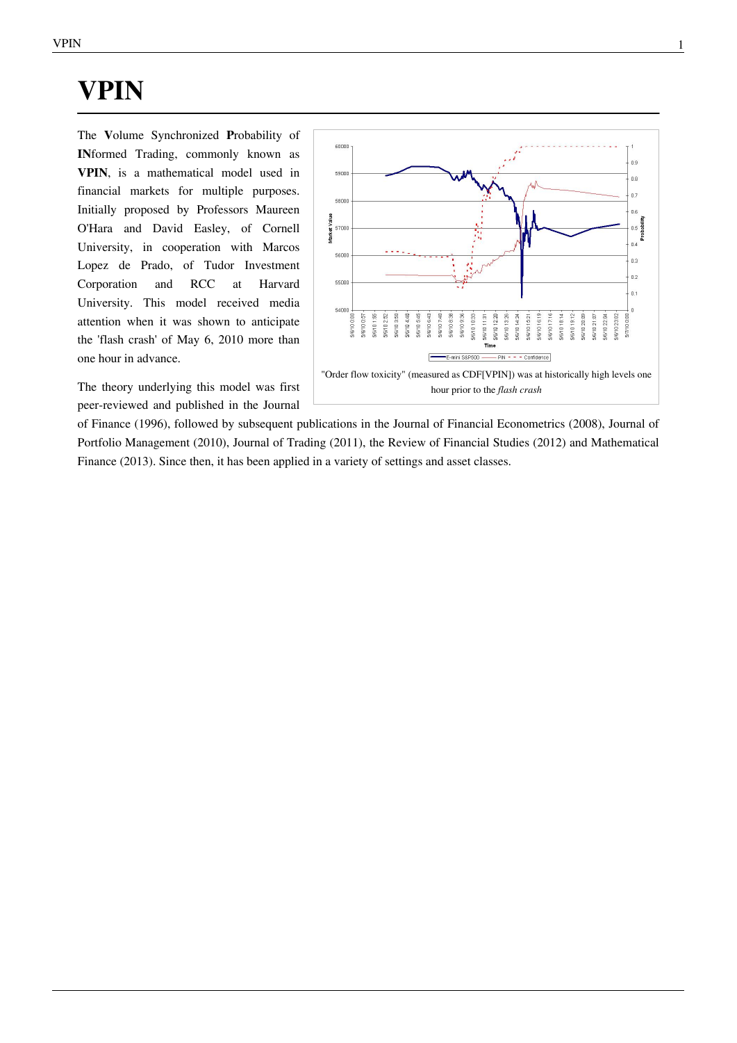# VPIN

The **V**olume Synchronized **P**robability of **IN**formed Trading, commonly known as **VPIN**, is a mathematical model used in financial markets for multiple purposes. Initially proposed by Professors Maureen O'Hara and David Easley, of Cornell University, in cooperation with Marcos Lopez de Prado, of Tudor Investment Corporation and RCC at Harvard University. This model received media attention when it was shown to anticipate the 'flash crash' of May 6, 2010 more than one hour in advance.

"Order flow toxicity" (measured as CDF[VPIN]) was at historically high levels one hour prior to the *flash crash*

The theory underlying this model was first peer-reviewed and published in the Journal of Finance (1996), followed by subsequent publications in the Journal of Financial Econometrics (2008), Journal of Portfolio Management (2010), Journal of Trading (2011), the Review of Financial Studies (2012) and Mathematical Finance (2013). Since then, it has been applied in a variety of settings and asset classes.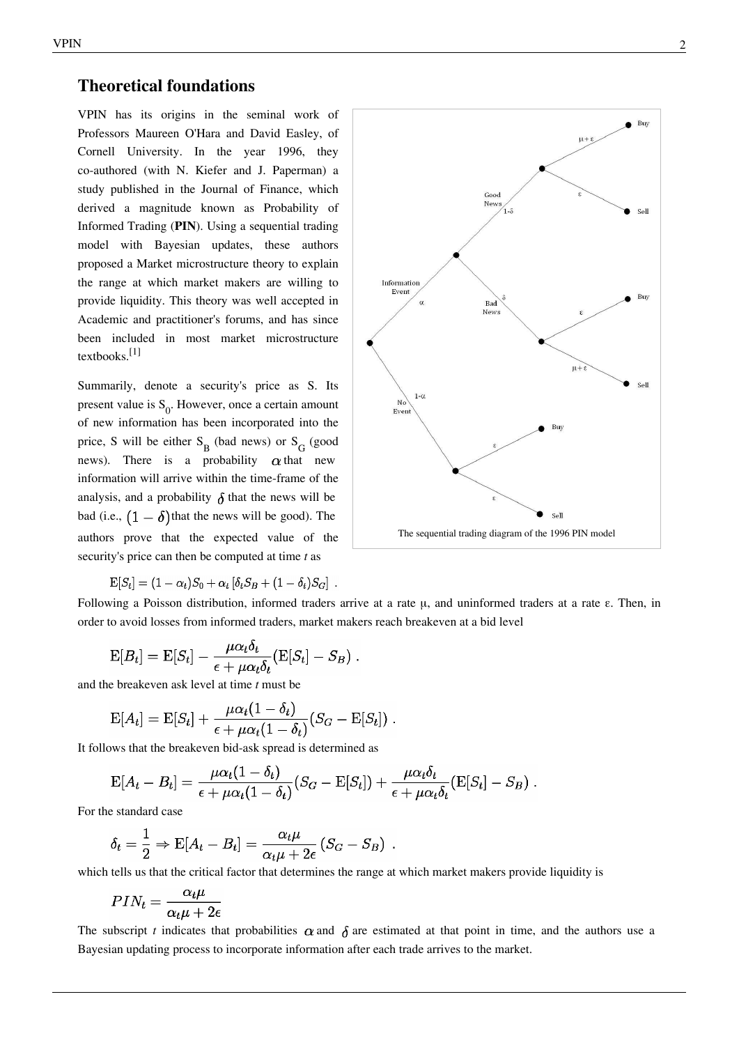## Theoretical foundations

VPIN has its origins in the seminal work of Professors Maureen O'Hara and David Easley, of Cornell University. In the year 1996, they co-authored (with N. Kiefer and J. Paperman) a study published in the Journal of Finance, which derived a magnitude known as Probability of Informed Trading (**PIN**). Using a sequential trading model with Bayesian updates, these authors proposed a Market microstructure theory to explain the range at which market makers are willing to provide liquidity. This theory was well accepted in Academic and practitioner's forums, and has since been included in most market microstructure textbooks.[1]

Summarily, denote a security's price as S. Its present value is $S_0$. However, once a certain amount of new information has been incorporated into the price, S will be either $S_B$ (bad news) or $S_G$ (good news). There is a probability $\alpha$ that new information will arrive within the time-frame of the analysis, and a probability $\delta$ that the news will be bad (i.e., $(1-\delta)$ that the news will be good). The authors prove that the expected value of the security's price can then be computed at time *t* as

The sequential trading diagram of the 1996 PIN model

$$\mathrm{E}[S_t] = (1-\alpha_t)S_0 + \alpha_t\left[\delta_t S_B + (1-\delta_t)S_G\right] \ .$$

Following a Poisson distribution, informed traders arrive at a rate μ, and uninformed traders at a rate ε. Then, in order to avoid losses from informed traders, market makers reach breakeven at a bid level

$$\mathrm{E}[B_t] = \mathrm{E}[S_t] - \frac{\mu\alpha_t\delta_t}{\epsilon + \mu\alpha_t\delta_t}(\mathrm{E}[S_t] - S_B) \ .$$

and the breakeven ask level at time *t* must be

$$\mathrm{E}[A_t] = \mathrm{E}[S_t] + \frac{\mu\alpha_t(1-\delta_t)}{\epsilon + \mu\alpha_t(1-\delta_t)}(S_G - \mathrm{E}[S_t]) \ .$$

It follows that the breakeven bid-ask spread is determined as

$$\mathrm{E}[A_t - B_t] = \frac{\mu\alpha_t(1-\delta_t)}{\epsilon + \mu\alpha_t(1-\delta_t)}(S_G - \mathrm{E}[S_t]) + \frac{\mu\alpha_t\delta_t}{\epsilon + \mu\alpha_t\delta_t}(\mathrm{E}[S_t] - S_B) \ .$$

For the standard case

$$\delta_t = \frac{1}{2} \Rightarrow \mathrm{E}[A_t - B_t] = \frac{\alpha_t\mu}{\alpha_t\mu + 2\epsilon}(S_G - S_B) \ .$$

which tells us that the critical factor that determines the range at which market makers provide liquidity is

$$PIN_t = \frac{\alpha_t\mu}{\alpha_t\mu + 2\epsilon}$$

The subscript *t* indicates that probabilities $\alpha$ and $\delta$ are estimated at that point in time, and the authors use a Bayesian updating process to incorporate information after each trade arrives to the market.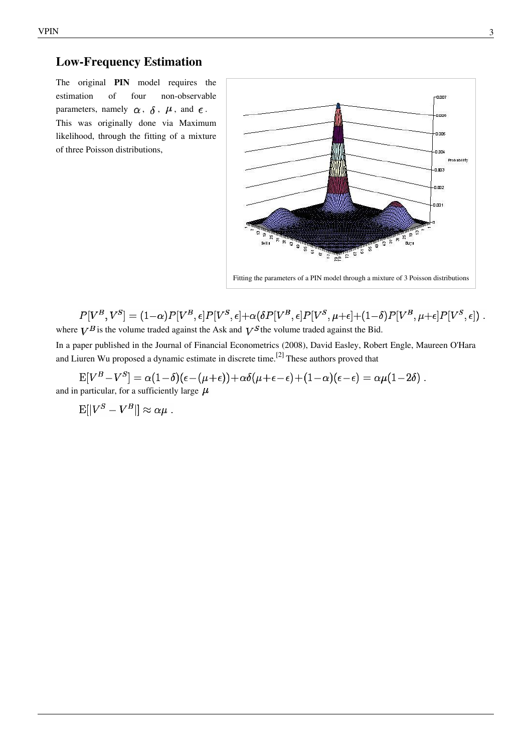## Low-Frequency Estimation

The original **PIN** model requires the estimation of four non-observable parameters, namely $\alpha$, $\delta$, $\mu$, and $\epsilon$. This was originally done via Maximum likelihood, through the fitting of a mixture of three Poisson distributions,

Fitting the parameters of a PIN model through a mixture of 3 Poisson distributions

$$P[V^B, V^S] = (1-\alpha)P[V^B, \epsilon]P[V^S, \epsilon] + \alpha(\delta P[V^B, \epsilon]P[V^S, \mu+\epsilon] + (1-\delta)P[V^B, \mu+\epsilon]P[V^S, \epsilon]) .$$

where $V^B$ is the volume traded against the Ask and $V^S$ the volume traded against the Bid.

In a paper published in the Journal of Financial Econometrics (2008), David Easley, Robert Engle, Maureen O'Hara and Liuren Wu proposed a dynamic estimate in discrete time.[2] These authors proved that

$$\mathrm{E}[V^B - V^S] = \alpha(1-\delta)(\epsilon - (\mu+\epsilon)) + \alpha\delta(\mu+\epsilon-\epsilon) + (1-\alpha)(\epsilon-\epsilon) = \alpha\mu(1-2\delta) .$$

and in particular, for a sufficiently large $\mu$

$$\mathrm{E}[|V^S - V^B|] \approx \alpha\mu .$$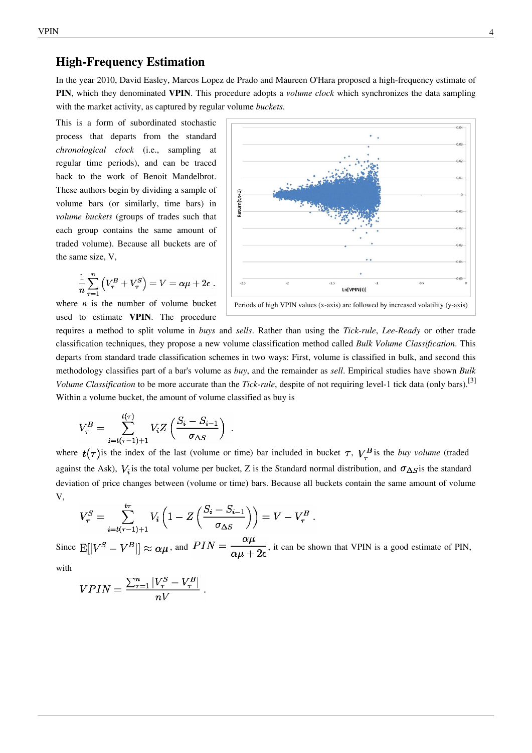## High-Frequency Estimation

In the year 2010, David Easley, Marcos Lopez de Prado and Maureen O'Hara proposed a high-frequency estimate of **PIN**, which they denominated **VPIN**. This procedure adopts a *volume clock* which synchronizes the data sampling with the market activity, as captured by regular volume *buckets*.

This is a form of subordinated stochastic process that departs from the standard *chronological clock* (i.e., sampling at regular time periods), and can be traced back to the work of Benoit Mandelbrot. These authors begin by dividing a sample of volume bars (or similarly, time bars) in *volume buckets* (groups of trades such that each group contains the same amount of traded volume). Because all buckets are of the same size, V,

$$\frac{1}{n}\sum_{\tau=1}^{n}\left(V_\tau^B + V_\tau^S\right) = V = \alpha\mu + 2\epsilon \,.$$

where $n$ is the number of volume bucket used to estimate **VPIN**. The procedure requires a method to split volume in *buys* and *sells*. Rather than using the *Tick-rule*, *Lee-Ready* or other trade classification techniques, they propose a new volume classification method called *Bulk Volume Classification*. This departs from standard trade classification schemes in two ways: First, volume is classified in bulk, and second this methodology classifies part of a bar's volume as *buy*, and the remainder as *sell*. Empirical studies have shown *Bulk Volume Classification* to be more accurate than the *Tick-rule*, despite of not requiring level-1 tick data (only bars).[3] Within a volume bucket, the amount of volume classified as buy is

Periods of high VPIN values (x-axis) are followed by increased volatility (y-axis)

$$V_\tau^B = \sum_{i=t(\tau-1)+1}^{t(\tau)} V_i Z\left(\frac{S_i - S_{i-1}}{\sigma_{\Delta S}}\right) .$$

where $t(\tau)$ is the index of the last (volume or time) bar included in bucket $\tau$, $V_\tau^B$ is the *buy volume* (traded against the Ask), $V_i$ is the total volume per bucket, Z is the Standard normal distribution, and $\sigma_{\Delta S}$ is the standard deviation of price changes between (volume or time) bars. Because all buckets contain the same amount of volume V,

$$V_\tau^S = \sum_{i=t(\tau-1)+1}^{t\tau} V_i \left(1 - Z\left(\frac{S_i - S_{i-1}}{\sigma_{\Delta S}}\right)\right) = V - V_\tau^B \,.$$

Since $\mathrm{E}[|V^S - V^B|] \approx \alpha\mu$, and $PIN = \dfrac{\alpha\mu}{\alpha\mu + 2\epsilon}$, it can be shown that VPIN is a good estimate of PIN, with

$$VPIN = \frac{\sum_{\tau=1}^{n}|V_\tau^S - V_\tau^B|}{nV} \,.$$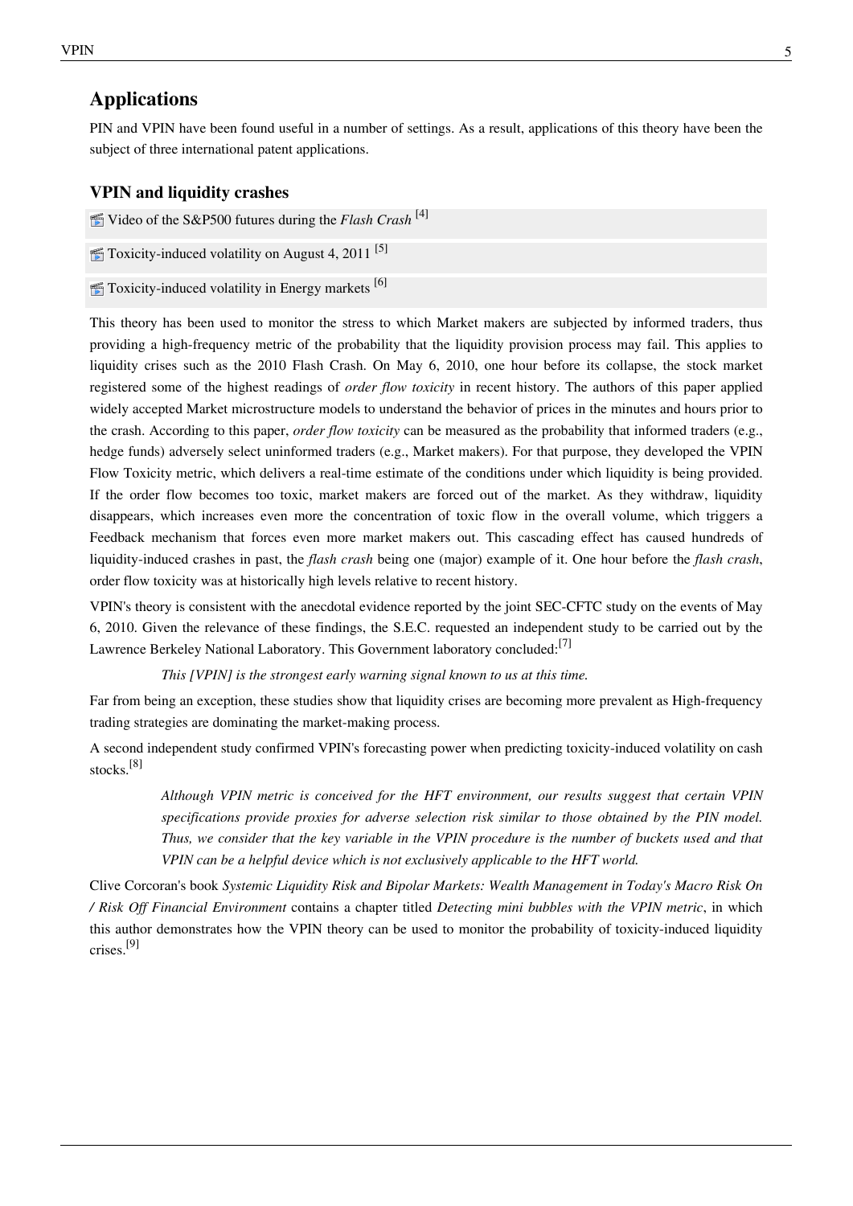## Applications

PIN and VPIN have been found useful in a number of settings. As a result, applications of this theory have been the subject of three international patent applications.

### VPIN and liquidity crashes

Video of the S&P500 futures during the *Flash Crash* [4]

Toxicity-induced volatility on August 4, 2011 [5]

Toxicity-induced volatility in Energy markets [6]

This theory has been used to monitor the stress to which Market makers are subjected by informed traders, thus providing a high-frequency metric of the probability that the liquidity provision process may fail. This applies to liquidity crises such as the 2010 Flash Crash. On May 6, 2010, one hour before its collapse, the stock market registered some of the highest readings of *order flow toxicity* in recent history. The authors of this paper applied widely accepted Market microstructure models to understand the behavior of prices in the minutes and hours prior to the crash. According to this paper, *order flow toxicity* can be measured as the probability that informed traders (e.g., hedge funds) adversely select uninformed traders (e.g., Market makers). For that purpose, they developed the VPIN Flow Toxicity metric, which delivers a real-time estimate of the conditions under which liquidity is being provided. If the order flow becomes too toxic, market makers are forced out of the market. As they withdraw, liquidity disappears, which increases even more the concentration of toxic flow in the overall volume, which triggers a Feedback mechanism that forces even more market makers out. This cascading effect has caused hundreds of liquidity-induced crashes in past, the *flash crash* being one (major) example of it. One hour before the *flash crash*, order flow toxicity was at historically high levels relative to recent history.

VPIN's theory is consistent with the anecdotal evidence reported by the joint SEC-CFTC study on the events of May 6, 2010. Given the relevance of these findings, the S.E.C. requested an independent study to be carried out by the Lawrence Berkeley National Laboratory. This Government laboratory concluded:[7]

> *This [VPIN] is the strongest early warning signal known to us at this time.*

Far from being an exception, these studies show that liquidity crises are becoming more prevalent as High-frequency trading strategies are dominating the market-making process.

A second independent study confirmed VPIN's forecasting power when predicting toxicity-induced volatility on cash stocks.[8]

> *Although VPIN metric is conceived for the HFT environment, our results suggest that certain VPIN specifications provide proxies for adverse selection risk similar to those obtained by the PIN model. Thus, we consider that the key variable in the VPIN procedure is the number of buckets used and that VPIN can be a helpful device which is not exclusively applicable to the HFT world.*

Clive Corcoran's book *Systemic Liquidity Risk and Bipolar Markets: Wealth Management in Today's Macro Risk On / Risk Off Financial Environment* contains a chapter titled *Detecting mini bubbles with the VPIN metric*, in which this author demonstrates how the VPIN theory can be used to monitor the probability of toxicity-induced liquidity crises.[9]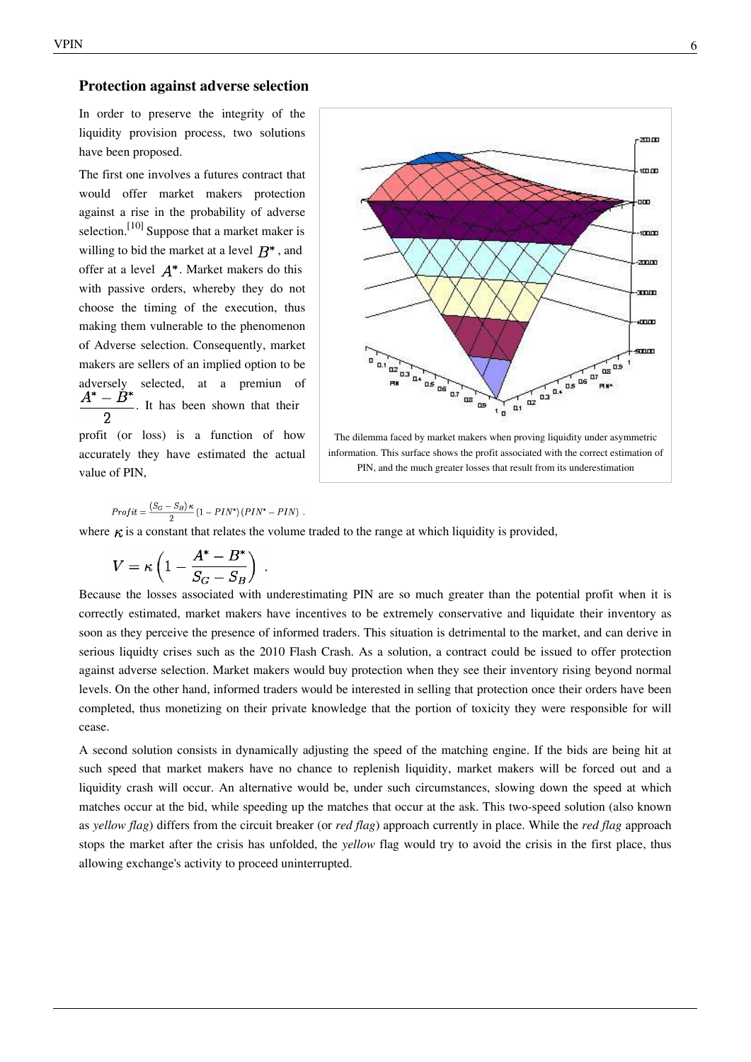### Protection against adverse selection

In order to preserve the integrity of the liquidity provision process, two solutions have been proposed.

The first one involves a futures contract that would offer market makers protection against a rise in the probability of adverse selection.[10] Suppose that a market maker is willing to bid the market at a level $B^*$, and offer at a level $A^*$. Market makers do this with passive orders, whereby they do not choose the timing of the execution, thus making them vulnerable to the phenomenon of Adverse selection. Consequently, market makers are sellers of an implied option to be adversely selected, at a premiun of $\frac{A^* - B^*}{2}$. It has been shown that their profit (or loss) is a function of how accurately they have estimated the actual value of PIN,

The dilemma faced by market makers when proving liquidity under asymmetric information. This surface shows the profit associated with the correct estimation of PIN, and the much greater losses that result from its underestimation

$$Profit = \frac{(S_G - S_B)\kappa}{2}(1 - PIN^*)(PIN^* - PIN) \ .$$

where $\kappa$ is a constant that relates the volume traded to the range at which liquidity is provided,

$$V = \kappa\left(1 - \frac{A^* - B^*}{S_G - S_B}\right) \ .$$

Because the losses associated with underestimating PIN are so much greater than the potential profit when it is correctly estimated, market makers have incentives to be extremely conservative and liquidate their inventory as soon as they perceive the presence of informed traders. This situation is detrimental to the market, and can derive in serious liquidty crises such as the 2010 Flash Crash. As a solution, a contract could be issued to offer protection against adverse selection. Market makers would buy protection when they see their inventory rising beyond normal levels. On the other hand, informed traders would be interested in selling that protection once their orders have been completed, thus monetizing on their private knowledge that the portion of toxicity they were responsible for will cease.

A second solution consists in dynamically adjusting the speed of the matching engine. If the bids are being hit at such speed that market makers have no chance to replenish liquidity, market makers will be forced out and a liquidity crash will occur. An alternative would be, under such circumstances, slowing down the speed at which matches occur at the bid, while speeding up the matches that occur at the ask. This two-speed solution (also known as *yellow flag*) differs from the circuit breaker (or *red flag*) approach currently in place. While the *red flag* approach stops the market after the crisis has unfolded, the *yellow* flag would try to avoid the crisis in the first place, thus allowing exchange's activity to proceed uninterrupted.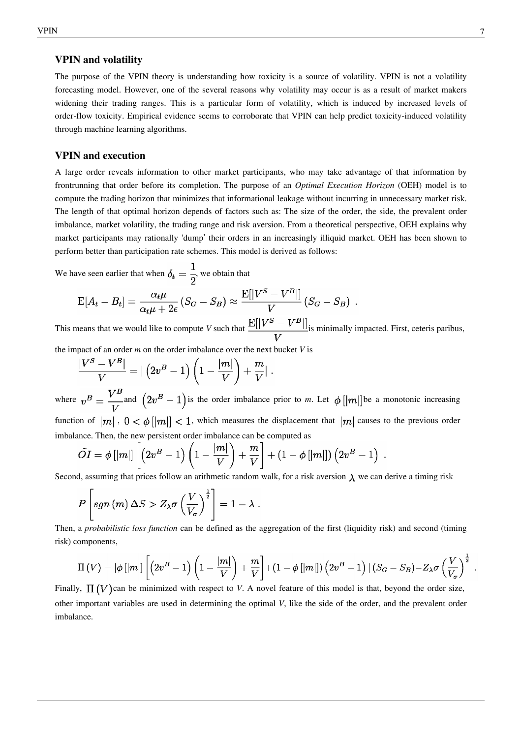### VPIN and volatility

The purpose of the VPIN theory is understanding how toxicity is a source of volatility. VPIN is not a volatility forecasting model. However, one of the several reasons why volatility may occur is as a result of market makers widening their trading ranges. This is a particular form of volatility, which is induced by increased levels of order-flow toxicity. Empirical evidence seems to corroborate that VPIN can help predict toxicity-induced volatility through machine learning algorithms.

### VPIN and execution

A large order reveals information to other market participants, who may take advantage of that information by frontrunning that order before its completion. The purpose of an *Optimal Execution Horizon* (OEH) model is to compute the trading horizon that minimizes that informational leakage without incurring in unnecessary market risk. The length of that optimal horizon depends of factors such as: The size of the order, the side, the prevalent order imbalance, market volatility, the trading range and risk aversion. From a theoretical perspective, OEH explains why market participants may rationally 'dump' their orders in an increasingly illiquid market. OEH has been shown to perform better than participation rate schemes. This model is derived as follows:

We have seen earlier that when $\delta_t = \frac{1}{2}$, we obtain that

$$\mathrm{E}[A_t - B_t] = \frac{\alpha_t \mu}{\alpha_t \mu + 2\epsilon}(S_G - S_B) \approx \frac{\mathrm{E}[|V^S - V^B|]}{V}(S_G - S_B) \ .$$

This means that we would like to compute $V$ such that $\frac{\mathrm{E}[|V^S - V^B|]}{V}$ is minimally impacted. First, ceteris paribus, the impact of an order $m$ on the order imbalance over the next bucket $V$ is

$$\frac{|V^S - V^B|}{V} = \left| \left(2v^B - 1\right)\left(1 - \frac{|m|}{V}\right) + \frac{m}{V} \right| \ .$$

where $v^B = \frac{V^B}{V}$ and $\left(2v^B - 1\right)$ is the order imbalance prior to $m$. Let $\phi\left[|m|\right]$ be a monotonic increasing function of $|m|$, $0 < \phi\left[|m|\right] < 1$, which measures the displacement that $|m|$ causes to the previous order imbalance. Then, the new persistent order imbalance can be computed as

$$\tilde{OI} = \phi\left[|m|\right]\left[\left(2v^B - 1\right)\left(1 - \frac{|m|}{V}\right) + \frac{m}{V}\right] + \left(1 - \phi\left[|m|\right]\right)\left(2v^B - 1\right) \ .$$

Second, assuming that prices follow an arithmetic random walk, for a risk aversion $\lambda$ we can derive a timing risk

$$P\left[sgn\left(m\right)\Delta S > Z_\lambda \sigma \left(\frac{V}{V_\sigma}\right)^{\frac{1}{2}}\right] = 1 - \lambda \ .$$

Then, a *probabilistic loss function* can be defined as the aggregation of the first (liquidity risk) and second (timing risk) components,

$$\Pi\left(V\right) = \left|\phi\left[|m|\right]\left[\left(2v^B - 1\right)\left(1 - \frac{|m|}{V}\right) + \frac{m}{V}\right] + \left(1 - \phi\left[|m|\right]\right)\left(2v^B - 1\right)\right|\left(S_G - S_B\right) - Z_\lambda \sigma \left(\frac{V}{V_\sigma}\right)^{\frac{1}{2}} \ .$$

Finally, $\Pi\left(V\right)$ can be minimized with respect to $V$. A novel feature of this model is that, beyond the order size, other important variables are used in determining the optimal $V$, like the side of the order, and the prevalent order imbalance.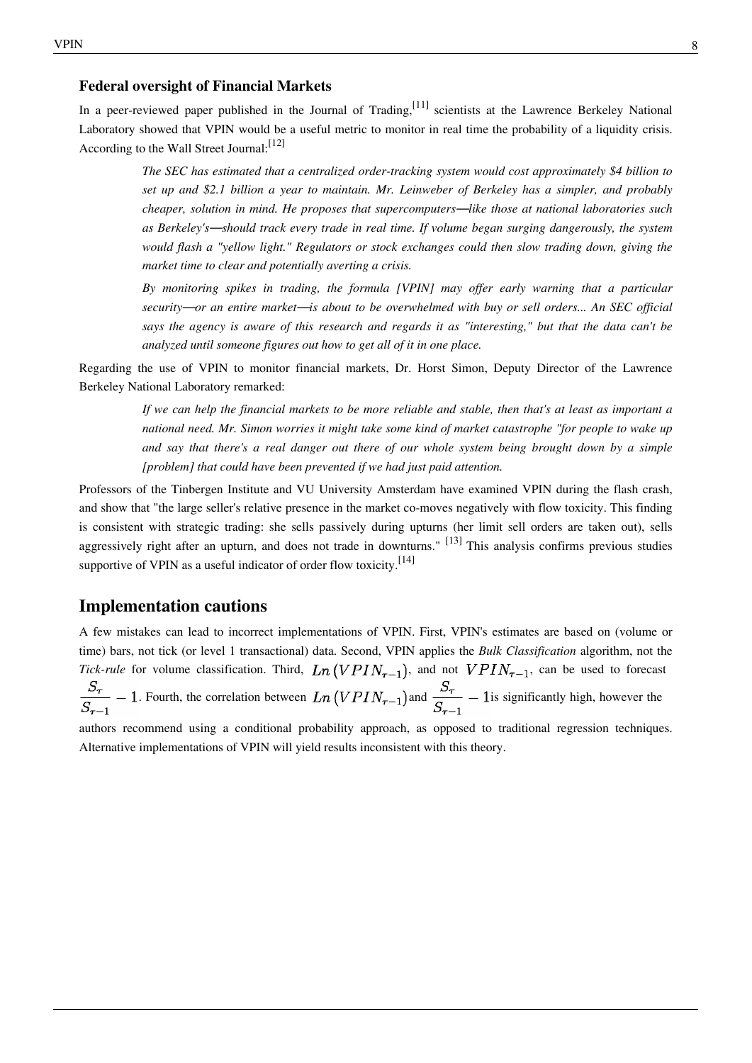### Federal oversight of Financial Markets

In a peer-reviewed paper published in the Journal of Trading,[11] scientists at the Lawrence Berkeley National Laboratory showed that VPIN would be a useful metric to monitor in real time the probability of a liquidity crisis. According to the Wall Street Journal:[12]

> *The SEC has estimated that a centralized order-tracking system would cost approximately $4 billion to set up and $2.1 billion a year to maintain. Mr. Leinweber of Berkeley has a simpler, and probably cheaper, solution in mind. He proposes that supercomputers—like those at national laboratories such as Berkeley's—should track every trade in real time. If volume began surging dangerously, the system would flash a "yellow light." Regulators or stock exchanges could then slow trading down, giving the market time to clear and potentially averting a crisis.*
>
> *By monitoring spikes in trading, the formula [VPIN] may offer early warning that a particular security—or an entire market—is about to be overwhelmed with buy or sell orders... An SEC official says the agency is aware of this research and regards it as "interesting," but that the data can't be analyzed until someone figures out how to get all of it in one place.*

Regarding the use of VPIN to monitor financial markets, Dr. Horst Simon, Deputy Director of the Lawrence Berkeley National Laboratory remarked:

> *If we can help the financial markets to be more reliable and stable, then that's at least as important a national need. Mr. Simon worries it might take some kind of market catastrophe "for people to wake up and say that there's a real danger out there of our whole system being brought down by a simple [problem] that could have been prevented if we had just paid attention.*

Professors of the Tinbergen Institute and VU University Amsterdam have examined VPIN during the flash crash, and show that "the large seller's relative presence in the market co-moves negatively with flow toxicity. This finding is consistent with strategic trading: she sells passively during upturns (her limit sell orders are taken out), sells aggressively right after an upturn, and does not trade in downturns." [13] This analysis confirms previous studies supportive of VPIN as a useful indicator of order flow toxicity.[14]

## Implementation cautions

A few mistakes can lead to incorrect implementations of VPIN. First, VPIN's estimates are based on (volume or time) bars, not tick (or level 1 transactional) data. Second, VPIN applies the *Bulk Classification* algorithm, not the *Tick-rule* for volume classification. Third, $Ln\left(VPIN_{\tau-1}\right)$, and not $VPIN_{\tau-1}$, can be used to forecast $\frac{S_{\tau}}{S_{\tau-1}} - 1$. Fourth, the correlation between $Ln\left(VPIN_{\tau-1}\right)$ and $\frac{S_{\tau}}{S_{\tau-1}} - 1$ is significantly high, however the authors recommend using a conditional probability approach, as opposed to traditional regression techniques. Alternative implementations of VPIN will yield results inconsistent with this theory.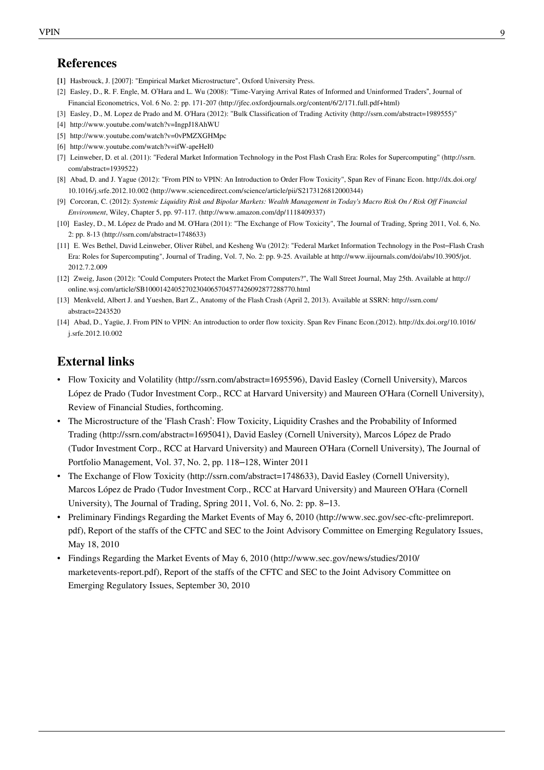## References

[1] Hasbrouck, J. [2007]: "Empirical Market Microstructure", Oxford University Press.

[2] Easley, D., R. F. Engle, M. O'Hara and L. Wu (2008): "Time-Varying Arrival Rates of Informed and Uninformed Traders", Journal of Financial Econometrics, Vol. 6 No. 2: pp. 171-207 (http://jfec.oxfordjournals.org/content/6/2/171.full.pdf+html)

[3] Easley, D., M. Lopez de Prado and M. O'Hara (2012): "Bulk Classification of Trading Activity (http://ssrn.com/abstract=1989555)"

[4] http://www.youtube.com/watch?v=IngpJ18AhWU

[5] http://www.youtube.com/watch?v=0vPMZXGHMpc

[6] http://www.youtube.com/watch?v=ifW-apeHeI0

[7] Leinweber, D. et al. (2011): "Federal Market Information Technology in the Post Flash Crash Era: Roles for Supercomputing" (http://ssrn.com/abstract=1939522)

[8] Abad, D. and J. Yague (2012): "From PIN to VPIN: An Introduction to Order Flow Toxicity", Span Rev of Financ Econ. http://dx.doi.org/10.1016/j.srfe.2012.10.002 (http://www.sciencedirect.com/science/article/pii/S2173126812000344)

[9] Corcoran, C. (2012): *Systemic Liquidity Risk and Bipolar Markets: Wealth Management in Today's Macro Risk On / Risk Off Financial Environment*, Wiley, Chapter 5, pp. 97-117. (http://www.amazon.com/dp/1118409337)

[10] Easley, D., M. López de Prado and M. O'Hara (2011): "The Exchange of Flow Toxicity", The Journal of Trading, Spring 2011, Vol. 6, No. 2: pp. 8-13 (http://ssrn.com/abstract=1748633)

[11] E. Wes Bethel, David Leinweber, Oliver Rübel, and Kesheng Wu (2012): "Federal Market Information Technology in the Post–Flash Crash Era: Roles for Supercomputing", Journal of Trading, Vol. 7, No. 2: pp. 9-25. Available at http://www.iijournals.com/doi/abs/10.3905/jot.2012.7.2.009

[12] Zweig, Jason (2012): "Could Computers Protect the Market From Computers?", The Wall Street Journal, May 25th. Available at http://online.wsj.com/article/SB10001424052702304065704577426092877288770.html

[13] Menkveld, Albert J. and Yueshen, Bart Z., Anatomy of the Flash Crash (April 2, 2013). Available at SSRN: http://ssrn.com/abstract=2243520

[14] Abad, D., Yagüe, J. From PIN to VPIN: An introduction to order flow toxicity. Span Rev Financ Econ.(2012). http://dx.doi.org/10.1016/j.srfe.2012.10.002

## External links

- Flow Toxicity and Volatility (http://ssrn.com/abstract=1695596), David Easley (Cornell University), Marcos López de Prado (Tudor Investment Corp., RCC at Harvard University) and Maureen O'Hara (Cornell University), Review of Financial Studies, forthcoming.
- The Microstructure of the 'Flash Crash': Flow Toxicity, Liquidity Crashes and the Probability of Informed Trading (http://ssrn.com/abstract=1695041), David Easley (Cornell University), Marcos López de Prado (Tudor Investment Corp., RCC at Harvard University) and Maureen O'Hara (Cornell University), The Journal of Portfolio Management, Vol. 37, No. 2, pp. 118–128, Winter 2011
- The Exchange of Flow Toxicity (http://ssrn.com/abstract=1748633), David Easley (Cornell University), Marcos López de Prado (Tudor Investment Corp., RCC at Harvard University) and Maureen O'Hara (Cornell University), The Journal of Trading, Spring 2011, Vol. 6, No. 2: pp. 8–13.
- Preliminary Findings Regarding the Market Events of May 6, 2010 (http://www.sec.gov/sec-cftc-prelimreport.pdf), Report of the staffs of the CFTC and SEC to the Joint Advisory Committee on Emerging Regulatory Issues, May 18, 2010
- Findings Regarding the Market Events of May 6, 2010 (http://www.sec.gov/news/studies/2010/marketevents-report.pdf), Report of the staffs of the CFTC and SEC to the Joint Advisory Committee on Emerging Regulatory Issues, September 30, 2010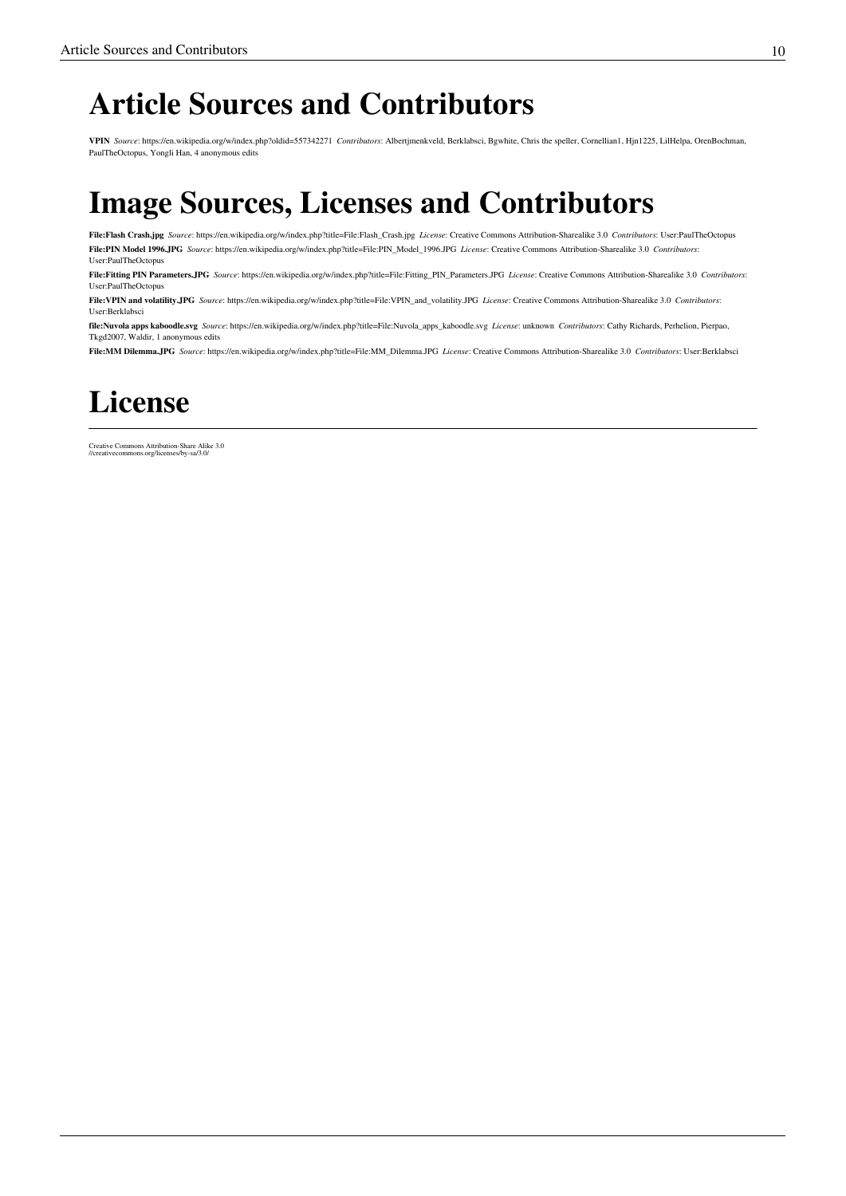# Article Sources and Contributors

**VPIN** *Source*: https://en.wikipedia.org/w/index.php?oldid=557342271 *Contributors*: Albertjmenkveld, Berklabsci, Bgwhite, Chris the speller, Cornellian1, Hjn1225, LilHelpa, OrenBochman, PaulTheOctopus, Yongli Han, 4 anonymous edits

# Image Sources, Licenses and Contributors

**File:Flash Crash.jpg** *Source*: https://en.wikipedia.org/w/index.php?title=File:Flash_Crash.jpg *License*: Creative Commons Attribution-Sharealike 3.0 *Contributors*: User:PaulTheOctopus

**File:PIN Model 1996.JPG** *Source*: https://en.wikipedia.org/w/index.php?title=File:PIN_Model_1996.JPG *License*: Creative Commons Attribution-Sharealike 3.0 *Contributors*: User:PaulTheOctopus

**File:Fitting PIN Parameters.JPG** *Source*: https://en.wikipedia.org/w/index.php?title=File:Fitting_PIN_Parameters.JPG *License*: Creative Commons Attribution-Sharealike 3.0 *Contributors*: User:PaulTheOctopus

**File:VPIN and volatility.JPG** *Source*: https://en.wikipedia.org/w/index.php?title=File:VPIN_and_volatility.JPG *License*: Creative Commons Attribution-Sharealike 3.0 *Contributors*: User:Berklabsci

**file:Nuvola apps kaboodle.svg** *Source*: https://en.wikipedia.org/w/index.php?title=File:Nuvola_apps_kaboodle.svg *License*: unknown *Contributors*: Cathy Richards, Perhelion, Pierpao, Tkgd2007, Waldir, 1 anonymous edits

**File:MM Dilemma.JPG** *Source*: https://en.wikipedia.org/w/index.php?title=File:MM_Dilemma.JPG *License*: Creative Commons Attribution-Sharealike 3.0 *Contributors*: User:Berklabsci

# License

Creative Commons Attribution-Share Alike 3.0
//creativecommons.org/licenses/by-sa/3.0/